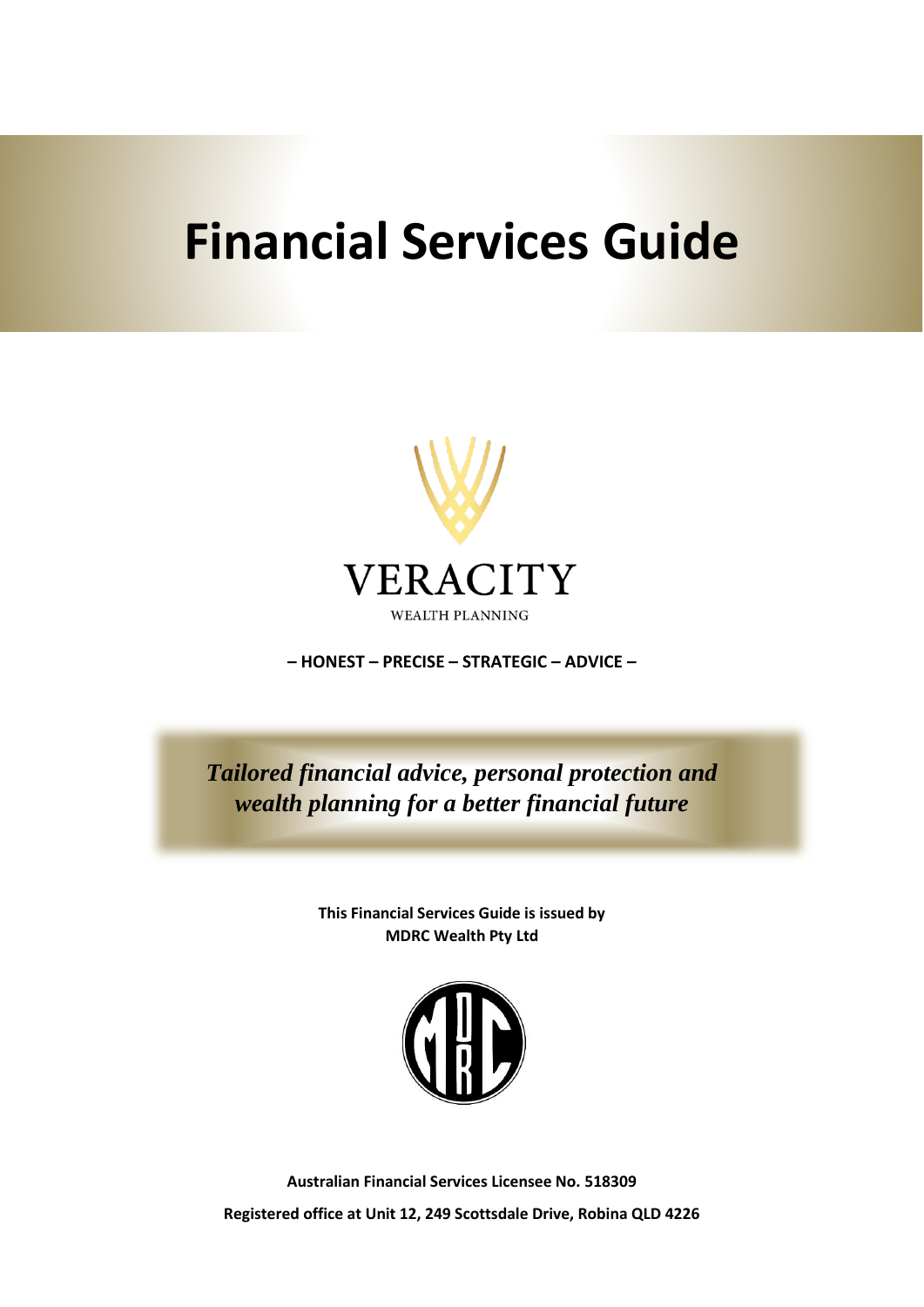# Financial Services Guide

VERACITY

WEALTH PLANNING

**– HONEST – PRECISE – STRATEGIC – ADVICE –**

***Tailored financial advice, personal protection and wealth planning for a better financial future***

**This Financial Services Guide is issued by MDRC Wealth Pty Ltd**

**Australian Financial Services Licensee No. 518309**

**Registered office at Unit 12, 249 Scottsdale Drive, Robina QLD 4226**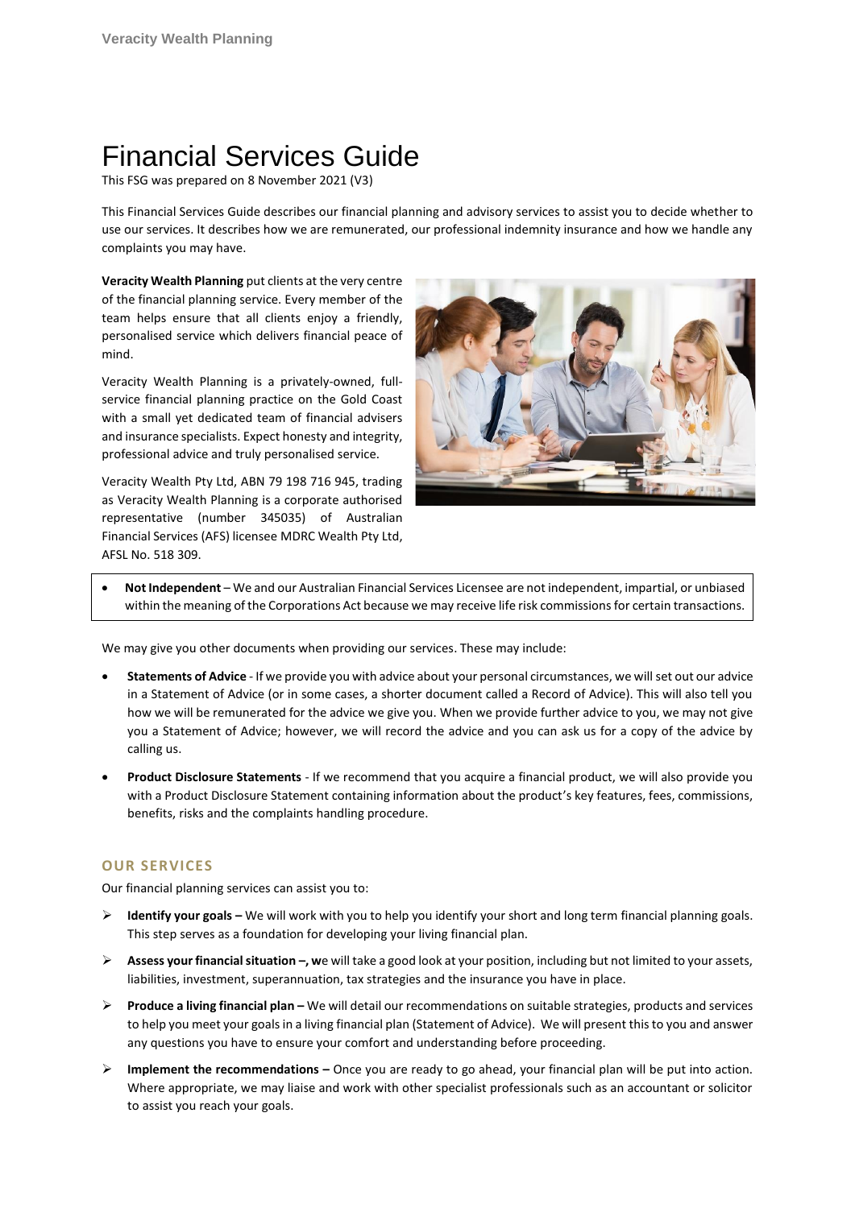# Financial Services Guide

This FSG was prepared on 8 November 2021 (V3)

This Financial Services Guide describes our financial planning and advisory services to assist you to decide whether to use our services. It describes how we are remunerated, our professional indemnity insurance and how we handle any complaints you may have.

**Veracity Wealth Planning** put clients at the very centre of the financial planning service. Every member of the team helps ensure that all clients enjoy a friendly, personalised service which delivers financial peace of mind.

Veracity Wealth Planning is a privately-owned, full-service financial planning practice on the Gold Coast with a small yet dedicated team of financial advisers and insurance specialists. Expect honesty and integrity, professional advice and truly personalised service.

Veracity Wealth Pty Ltd, ABN 79 198 716 945, trading as Veracity Wealth Planning is a corporate authorised representative (number 345035) of Australian Financial Services (AFS) licensee MDRC Wealth Pty Ltd, AFSL No. 518 309.

- **Not Independent** – We and our Australian Financial Services Licensee are not independent, impartial, or unbiased within the meaning of the Corporations Act because we may receive life risk commissions for certain transactions.

We may give you other documents when providing our services. These may include:

- **Statements of Advice** - If we provide you with advice about your personal circumstances, we will set out our advice in a Statement of Advice (or in some cases, a shorter document called a Record of Advice). This will also tell you how we will be remunerated for the advice we give you. When we provide further advice to you, we may not give you a Statement of Advice; however, we will record the advice and you can ask us for a copy of the advice by calling us.
- **Product Disclosure Statements** - If we recommend that you acquire a financial product, we will also provide you with a Product Disclosure Statement containing information about the product's key features, fees, commissions, benefits, risks and the complaints handling procedure.

## OUR SERVICES

Our financial planning services can assist you to:

- **Identify your goals –** We will work with you to help you identify your short and long term financial planning goals. This step serves as a foundation for developing your living financial plan.
- **Assess your financial situation –, w**e will take a good look at your position, including but not limited to your assets, liabilities, investment, superannuation, tax strategies and the insurance you have in place.
- **Produce a living financial plan –** We will detail our recommendations on suitable strategies, products and services to help you meet your goals in a living financial plan (Statement of Advice). We will present this to you and answer any questions you have to ensure your comfort and understanding before proceeding.
- **Implement the recommendations –** Once you are ready to go ahead, your financial plan will be put into action. Where appropriate, we may liaise and work with other specialist professionals such as an accountant or solicitor to assist you reach your goals.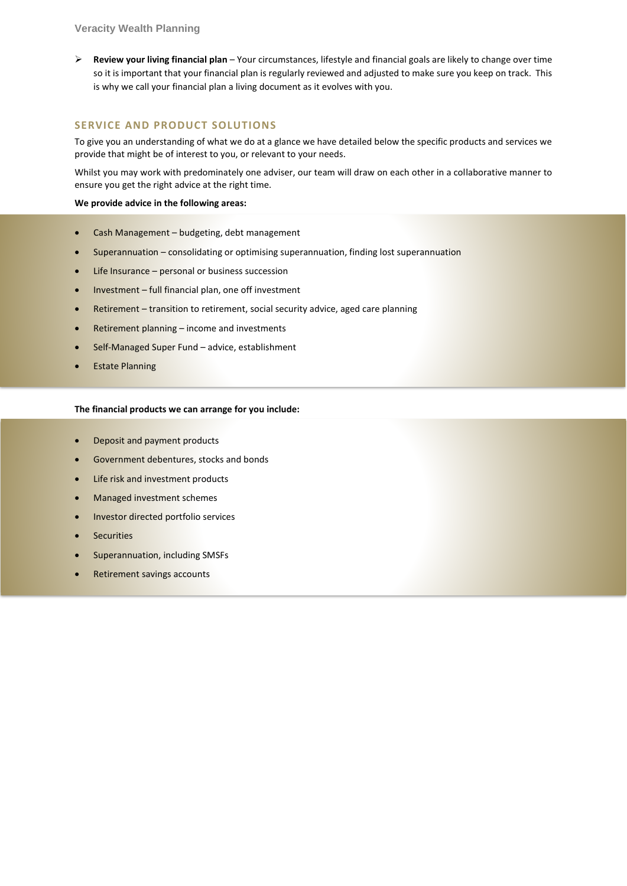- **Review your living financial plan** – Your circumstances, lifestyle and financial goals are likely to change over time so it is important that your financial plan is regularly reviewed and adjusted to make sure you keep on track. This is why we call your financial plan a living document as it evolves with you.

## SERVICE AND PRODUCT SOLUTIONS

To give you an understanding of what we do at a glance we have detailed below the specific products and services we provide that might be of interest to you, or relevant to your needs.

Whilst you may work with predominately one adviser, our team will draw on each other in a collaborative manner to ensure you get the right advice at the right time.

**We provide advice in the following areas:**

- Cash Management – budgeting, debt management
- Superannuation – consolidating or optimising superannuation, finding lost superannuation
- Life Insurance – personal or business succession
- Investment – full financial plan, one off investment
- Retirement – transition to retirement, social security advice, aged care planning
- Retirement planning – income and investments
- Self-Managed Super Fund – advice, establishment
- Estate Planning

**The financial products we can arrange for you include:**

- Deposit and payment products
- Government debentures, stocks and bonds
- Life risk and investment products
- Managed investment schemes
- Investor directed portfolio services
- Securities
- Superannuation, including SMSFs
- Retirement savings accounts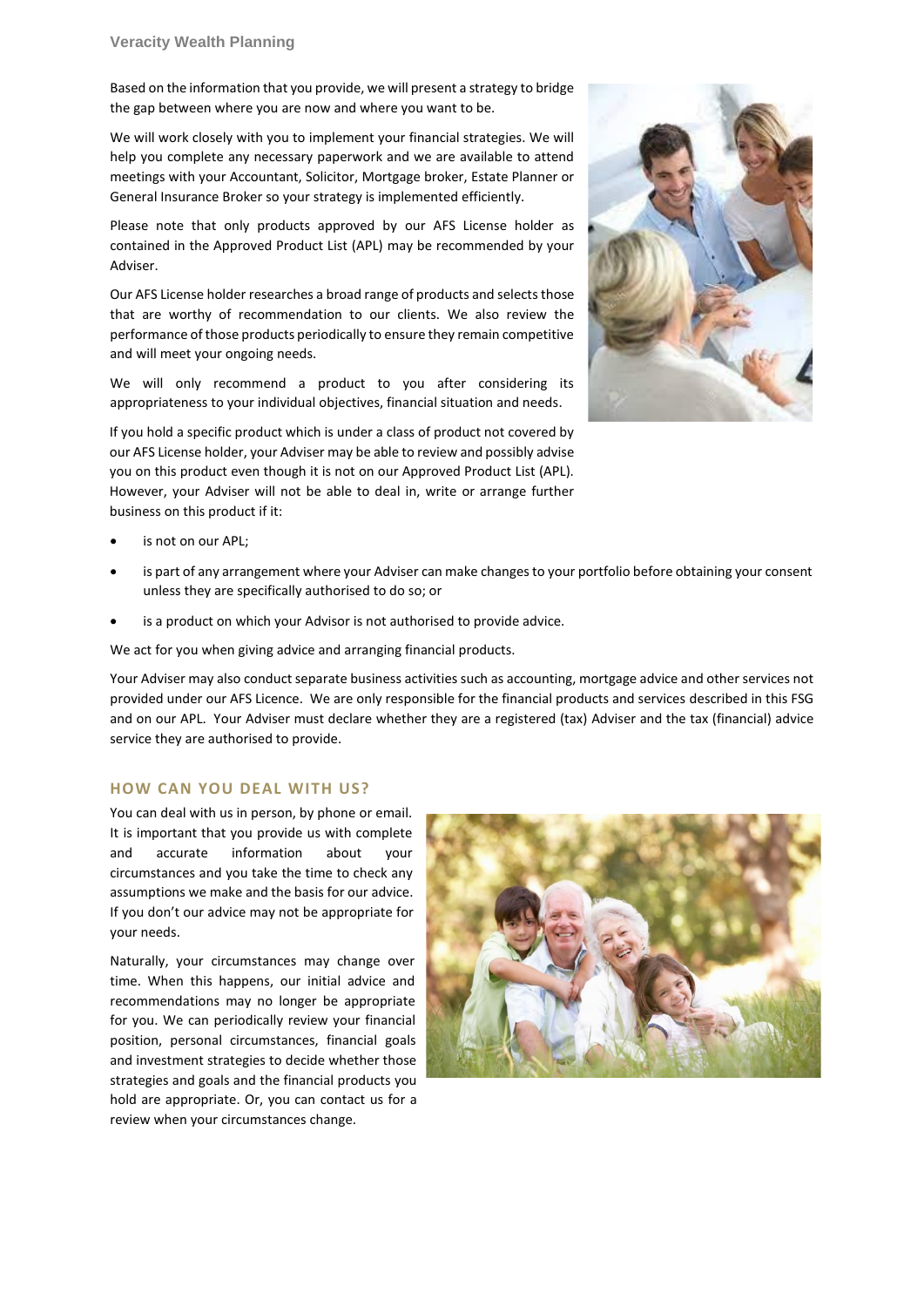Based on the information that you provide, we will present a strategy to bridge the gap between where you are now and where you want to be.

We will work closely with you to implement your financial strategies. We will help you complete any necessary paperwork and we are available to attend meetings with your Accountant, Solicitor, Mortgage broker, Estate Planner or General Insurance Broker so your strategy is implemented efficiently.

Please note that only products approved by our AFS License holder as contained in the Approved Product List (APL) may be recommended by your Adviser.

Our AFS License holder researches a broad range of products and selects those that are worthy of recommendation to our clients. We also review the performance of those products periodically to ensure they remain competitive and will meet your ongoing needs.

We will only recommend a product to you after considering its appropriateness to your individual objectives, financial situation and needs.

If you hold a specific product which is under a class of product not covered by our AFS License holder, your Adviser may be able to review and possibly advise you on this product even though it is not on our Approved Product List (APL). However, your Adviser will not be able to deal in, write or arrange further business on this product if it:

- is not on our APL;
- is part of any arrangement where your Adviser can make changes to your portfolio before obtaining your consent unless they are specifically authorised to do so; or
- is a product on which your Advisor is not authorised to provide advice.

We act for you when giving advice and arranging financial products.

Your Adviser may also conduct separate business activities such as accounting, mortgage advice and other services not provided under our AFS Licence. We are only responsible for the financial products and services described in this FSG and on our APL. Your Adviser must declare whether they are a registered (tax) Adviser and the tax (financial) advice service they are authorised to provide.

## HOW CAN YOU DEAL WITH US?

You can deal with us in person, by phone or email. It is important that you provide us with complete and accurate information about your circumstances and you take the time to check any assumptions we make and the basis for our advice. If you don't our advice may not be appropriate for your needs.

Naturally, your circumstances may change over time. When this happens, our initial advice and recommendations may no longer be appropriate for you. We can periodically review your financial position, personal circumstances, financial goals and investment strategies to decide whether those strategies and goals and the financial products you hold are appropriate. Or, you can contact us for a review when your circumstances change.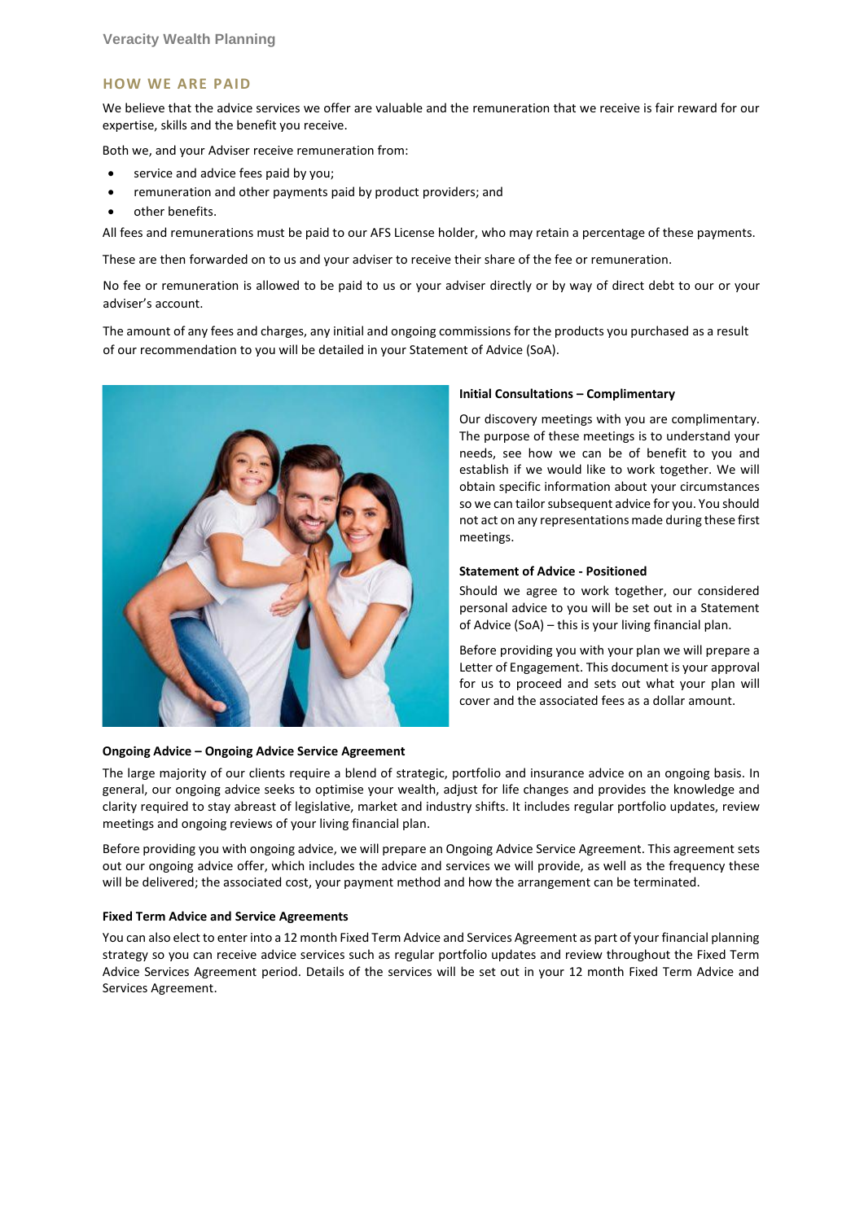## HOW WE ARE PAID

We believe that the advice services we offer are valuable and the remuneration that we receive is fair reward for our expertise, skills and the benefit you receive.

Both we, and your Adviser receive remuneration from:

- service and advice fees paid by you;
- remuneration and other payments paid by product providers; and
- other benefits.

All fees and remunerations must be paid to our AFS License holder, who may retain a percentage of these payments.

These are then forwarded on to us and your adviser to receive their share of the fee or remuneration.

No fee or remuneration is allowed to be paid to us or your adviser directly or by way of direct debt to our or your adviser's account.

The amount of any fees and charges, any initial and ongoing commissions for the products you purchased as a result of our recommendation to you will be detailed in your Statement of Advice (SoA).

**Initial Consultations – Complimentary**

Our discovery meetings with you are complimentary. The purpose of these meetings is to understand your needs, see how we can be of benefit to you and establish if we would like to work together. We will obtain specific information about your circumstances so we can tailor subsequent advice for you. You should not act on any representations made during these first meetings.

**Statement of Advice - Positioned**

Should we agree to work together, our considered personal advice to you will be set out in a Statement of Advice (SoA) – this is your living financial plan.

Before providing you with your plan we will prepare a Letter of Engagement. This document is your approval for us to proceed and sets out what your plan will cover and the associated fees as a dollar amount.

**Ongoing Advice – Ongoing Advice Service Agreement**

The large majority of our clients require a blend of strategic, portfolio and insurance advice on an ongoing basis. In general, our ongoing advice seeks to optimise your wealth, adjust for life changes and provides the knowledge and clarity required to stay abreast of legislative, market and industry shifts. It includes regular portfolio updates, review meetings and ongoing reviews of your living financial plan.

Before providing you with ongoing advice, we will prepare an Ongoing Advice Service Agreement. This agreement sets out our ongoing advice offer, which includes the advice and services we will provide, as well as the frequency these will be delivered; the associated cost, your payment method and how the arrangement can be terminated.

**Fixed Term Advice and Service Agreements**

You can also elect to enter into a 12 month Fixed Term Advice and Services Agreement as part of your financial planning strategy so you can receive advice services such as regular portfolio updates and review throughout the Fixed Term Advice Services Agreement period. Details of the services will be set out in your 12 month Fixed Term Advice and Services Agreement.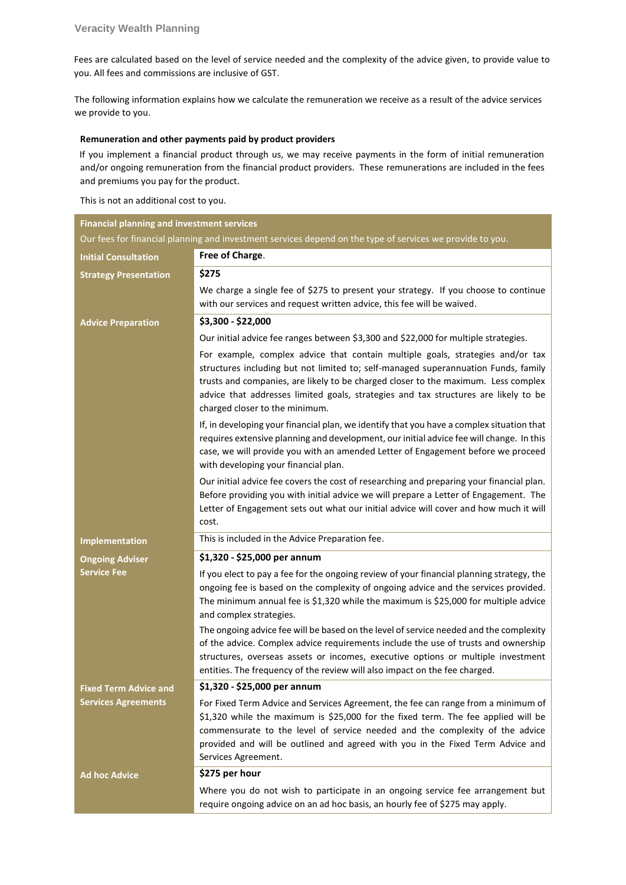Fees are calculated based on the level of service needed and the complexity of the advice given, to provide value to you. All fees and commissions are inclusive of GST.

The following information explains how we calculate the remuneration we receive as a result of the advice services we provide to you.

**Remuneration and other payments paid by product providers**

If you implement a financial product through us, we may receive payments in the form of initial remuneration and/or ongoing remuneration from the financial product providers. These remunerations are included in the fees and premiums you pay for the product.

This is not an additional cost to you.

| **Financial planning and investment services** Our fees for financial planning and investment services depend on the type of services we provide to you. | |
|---|---|
| **Initial Consultation** | **Free of Charge**. |
| **Strategy Presentation** | **$275**<br>We charge a single fee of $275 to present your strategy. If you choose to continue with our services and request written advice, this fee will be waived. |
| **Advice Preparation** | **$3,300 - $22,000**<br>Our initial advice fee ranges between $3,300 and $22,000 for multiple strategies.<br>For example, complex advice that contain multiple goals, strategies and/or tax structures including but not limited to; self-managed superannuation Funds, family trusts and companies, are likely to be charged closer to the maximum. Less complex advice that addresses limited goals, strategies and tax structures are likely to be charged closer to the minimum.<br>If, in developing your financial plan, we identify that you have a complex situation that requires extensive planning and development, our initial advice fee will change. In this case, we will provide you with an amended Letter of Engagement before we proceed with developing your financial plan.<br>Our initial advice fee covers the cost of researching and preparing your financial plan. Before providing you with initial advice we will prepare a Letter of Engagement. The Letter of Engagement sets out what our initial advice will cover and how much it will cost. |
| **Implementation** | This is included in the Advice Preparation fee. |
| **Ongoing Adviser Service Fee** | **$1,320 - $25,000 per annum**<br>If you elect to pay a fee for the ongoing review of your financial planning strategy, the ongoing fee is based on the complexity of ongoing advice and the services provided. The minimum annual fee is $1,320 while the maximum is $25,000 for multiple advice and complex strategies.<br>The ongoing advice fee will be based on the level of service needed and the complexity of the advice. Complex advice requirements include the use of trusts and ownership structures, overseas assets or incomes, executive options or multiple investment entities. The frequency of the review will also impact on the fee charged. |
| **Fixed Term Advice and Services Agreements** | **$1,320 - $25,000 per annum**<br>For Fixed Term Advice and Services Agreement, the fee can range from a minimum of $1,320 while the maximum is $25,000 for the fixed term. The fee applied will be commensurate to the level of service needed and the complexity of the advice provided and will be outlined and agreed with you in the Fixed Term Advice and Services Agreement. |
| **Ad hoc Advice** | **$275 per hour**<br>Where you do not wish to participate in an ongoing service fee arrangement but require ongoing advice on an ad hoc basis, an hourly fee of $275 may apply. |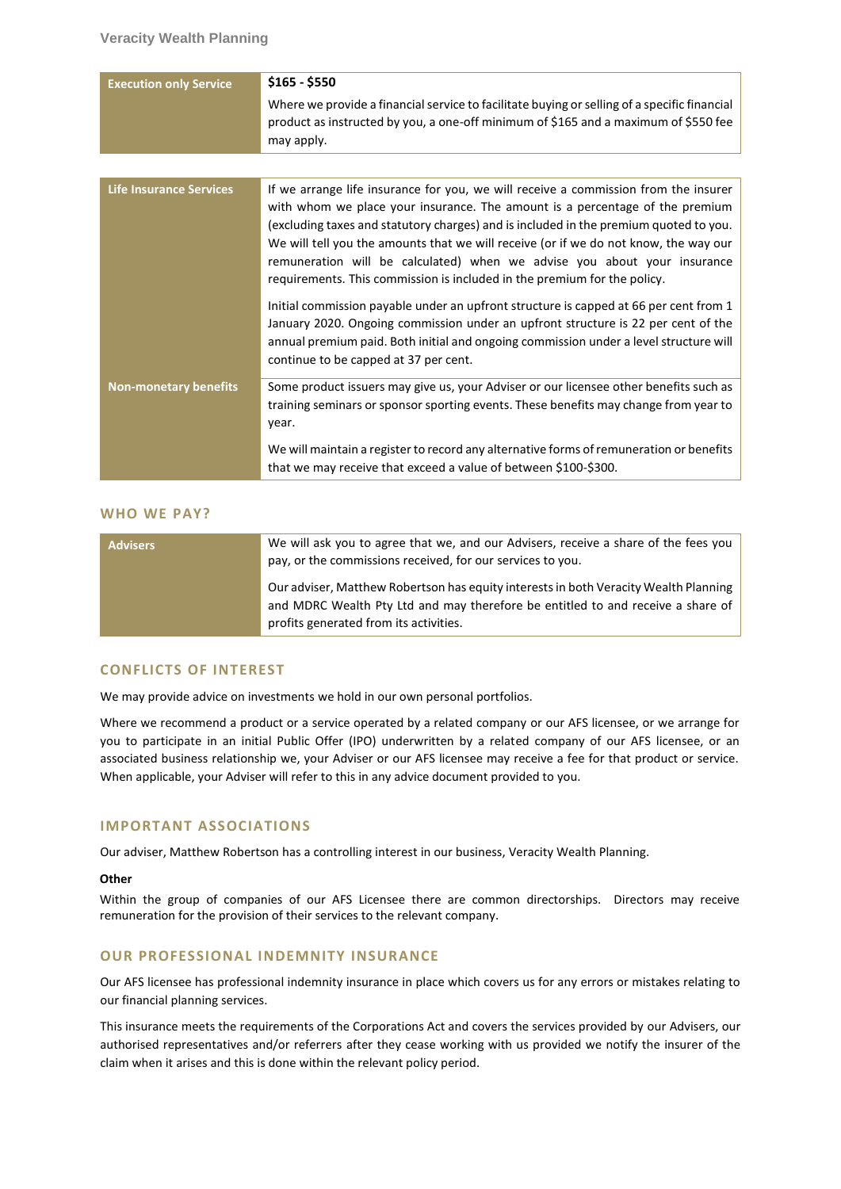| Execution only Service | **$165 - $550**<br><br>Where we provide a financial service to facilitate buying or selling of a specific financial product as instructed by you, a one-off minimum of $165 and a maximum of $550 fee may apply. |
|---|---|

| Life Insurance Services | If we arrange life insurance for you, we will receive a commission from the insurer with whom we place your insurance. The amount is a percentage of the premium (excluding taxes and statutory charges) and is included in the premium quoted to you. We will tell you the amounts that we will receive (or if we do not know, the way our remuneration will be calculated) when we advise you about your insurance requirements. This commission is included in the premium for the policy.<br><br>Initial commission payable under an upfront structure is capped at 66 per cent from 1 January 2020. Ongoing commission under an upfront structure is 22 per cent of the annual premium paid. Both initial and ongoing commission under a level structure will continue to be capped at 37 per cent. |
|---|---|
| Non-monetary benefits | Some product issuers may give us, your Adviser or our licensee other benefits such as training seminars or sponsor sporting events. These benefits may change from year to year.<br><br>We will maintain a register to record any alternative forms of remuneration or benefits that we may receive that exceed a value of between $100-$300. |

## WHO WE PAY?

| Advisers | We will ask you to agree that we, and our Advisers, receive a share of the fees you pay, or the commissions received, for our services to you.<br><br>Our adviser, Matthew Robertson has equity interests in both Veracity Wealth Planning and MDRC Wealth Pty Ltd and may therefore be entitled to and receive a share of profits generated from its activities. |
|---|---|

## CONFLICTS OF INTEREST

We may provide advice on investments we hold in our own personal portfolios.

Where we recommend a product or a service operated by a related company or our AFS licensee, or we arrange for you to participate in an initial Public Offer (IPO) underwritten by a related company of our AFS licensee, or an associated business relationship we, your Adviser or our AFS licensee may receive a fee for that product or service. When applicable, your Adviser will refer to this in any advice document provided to you.

## IMPORTANT ASSOCIATIONS

Our adviser, Matthew Robertson has a controlling interest in our business, Veracity Wealth Planning.

**Other**

Within the group of companies of our AFS Licensee there are common directorships. Directors may receive remuneration for the provision of their services to the relevant company.

## OUR PROFESSIONAL INDEMNITY INSURANCE

Our AFS licensee has professional indemnity insurance in place which covers us for any errors or mistakes relating to our financial planning services.

This insurance meets the requirements of the Corporations Act and covers the services provided by our Advisers, our authorised representatives and/or referrers after they cease working with us provided we notify the insurer of the claim when it arises and this is done within the relevant policy period.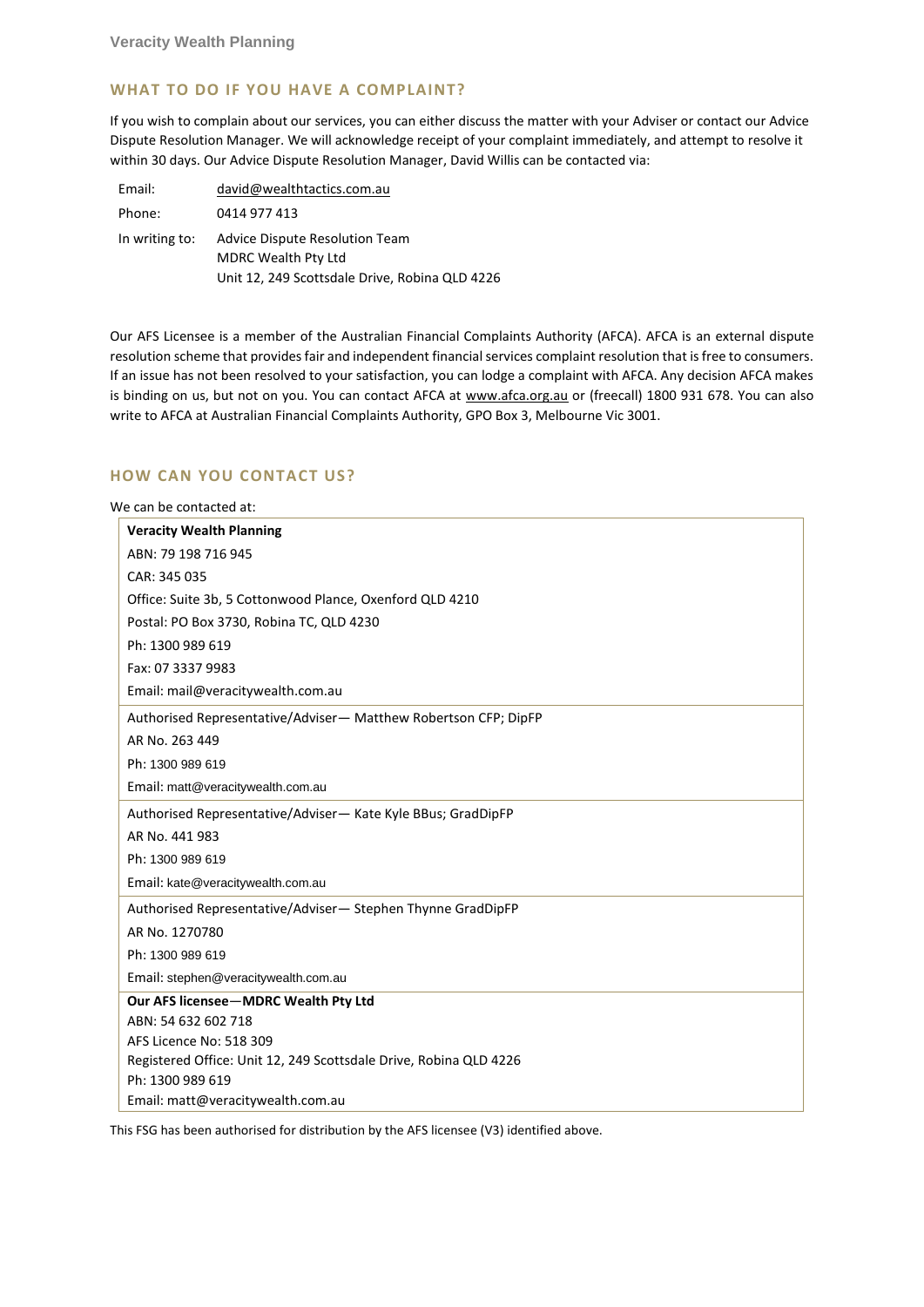## WHAT TO DO IF YOU HAVE A COMPLAINT?

If you wish to complain about our services, you can either discuss the matter with your Adviser or contact our Advice Dispute Resolution Manager. We will acknowledge receipt of your complaint immediately, and attempt to resolve it within 30 days. Our Advice Dispute Resolution Manager, David Willis can be contacted via:

| | |
|---|---|
| Email: | david@wealthtactics.com.au |
| Phone: | 0414 977 413 |
| In writing to: | Advice Dispute Resolution Team<br>MDRC Wealth Pty Ltd<br>Unit 12, 249 Scottsdale Drive, Robina QLD 4226 |

Our AFS Licensee is a member of the Australian Financial Complaints Authority (AFCA). AFCA is an external dispute resolution scheme that provides fair and independent financial services complaint resolution that is free to consumers. If an issue has not been resolved to your satisfaction, you can lodge a complaint with AFCA. Any decision AFCA makes is binding on us, but not on you. You can contact AFCA at www.afca.org.au or (freecall) 1800 931 678. You can also write to AFCA at Australian Financial Complaints Authority, GPO Box 3, Melbourne Vic 3001.

## HOW CAN YOU CONTACT US?

We can be contacted at:

| |
|---|
| **Veracity Wealth Planning**<br>ABN: 79 198 716 945<br>CAR: 345 035<br>Office: Suite 3b, 5 Cottonwood Plance, Oxenford QLD 4210<br>Postal: PO Box 3730, Robina TC, QLD 4230<br>Ph: 1300 989 619<br>Fax: 07 3337 9983<br>Email: mail@veracitywealth.com.au |
| Authorised Representative/Adviser— Matthew Robertson CFP; DipFP<br>AR No. 263 449<br>Ph: 1300 989 619<br>Email: matt@veracitywealth.com.au |
| Authorised Representative/Adviser— Kate Kyle BBus; GradDipFP<br>AR No. 441 983<br>Ph: 1300 989 619<br>Email: kate@veracitywealth.com.au |
| Authorised Representative/Adviser— Stephen Thynne GradDipFP<br>AR No. 1270780<br>Ph: 1300 989 619<br>Email: stephen@veracitywealth.com.au |
| **Our AFS licensee—MDRC Wealth Pty Ltd**<br>ABN: 54 632 602 718<br>AFS Licence No: 518 309<br>Registered Office: Unit 12, 249 Scottsdale Drive, Robina QLD 4226<br>Ph: 1300 989 619<br>Email: matt@veracitywealth.com.au |

This FSG has been authorised for distribution by the AFS licensee (V3) identified above.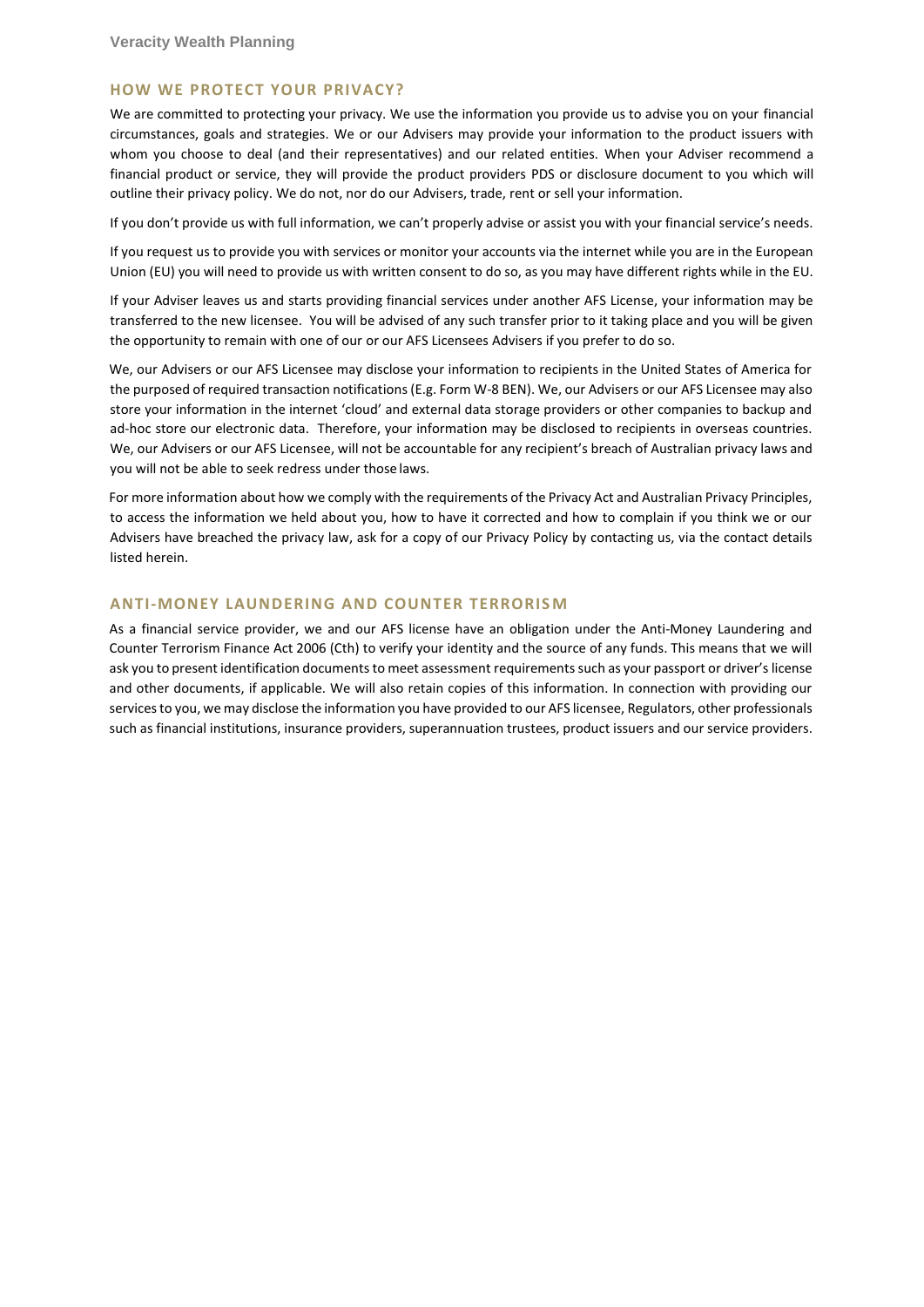## HOW WE PROTECT YOUR PRIVACY?

We are committed to protecting your privacy. We use the information you provide us to advise you on your financial circumstances, goals and strategies. We or our Advisers may provide your information to the product issuers with whom you choose to deal (and their representatives) and our related entities. When your Adviser recommend a financial product or service, they will provide the product providers PDS or disclosure document to you which will outline their privacy policy. We do not, nor do our Advisers, trade, rent or sell your information.

If you don't provide us with full information, we can't properly advise or assist you with your financial service's needs.

If you request us to provide you with services or monitor your accounts via the internet while you are in the European Union (EU) you will need to provide us with written consent to do so, as you may have different rights while in the EU.

If your Adviser leaves us and starts providing financial services under another AFS License, your information may be transferred to the new licensee. You will be advised of any such transfer prior to it taking place and you will be given the opportunity to remain with one of our or our AFS Licensees Advisers if you prefer to do so.

We, our Advisers or our AFS Licensee may disclose your information to recipients in the United States of America for the purposed of required transaction notifications (E.g. Form W-8 BEN). We, our Advisers or our AFS Licensee may also store your information in the internet 'cloud' and external data storage providers or other companies to backup and ad-hoc store our electronic data. Therefore, your information may be disclosed to recipients in overseas countries. We, our Advisers or our AFS Licensee, will not be accountable for any recipient's breach of Australian privacy laws and you will not be able to seek redress under those laws.

For more information about how we comply with the requirements of the Privacy Act and Australian Privacy Principles, to access the information we held about you, how to have it corrected and how to complain if you think we or our Advisers have breached the privacy law, ask for a copy of our Privacy Policy by contacting us, via the contact details listed herein.

## ANTI-MONEY LAUNDERING AND COUNTER TERRORISM

As a financial service provider, we and our AFS license have an obligation under the Anti-Money Laundering and Counter Terrorism Finance Act 2006 (Cth) to verify your identity and the source of any funds. This means that we will ask you to present identification documents to meet assessment requirements such as your passport or driver's license and other documents, if applicable. We will also retain copies of this information. In connection with providing our services to you, we may disclose the information you have provided to our AFS licensee, Regulators, other professionals such as financial institutions, insurance providers, superannuation trustees, product issuers and our service providers.